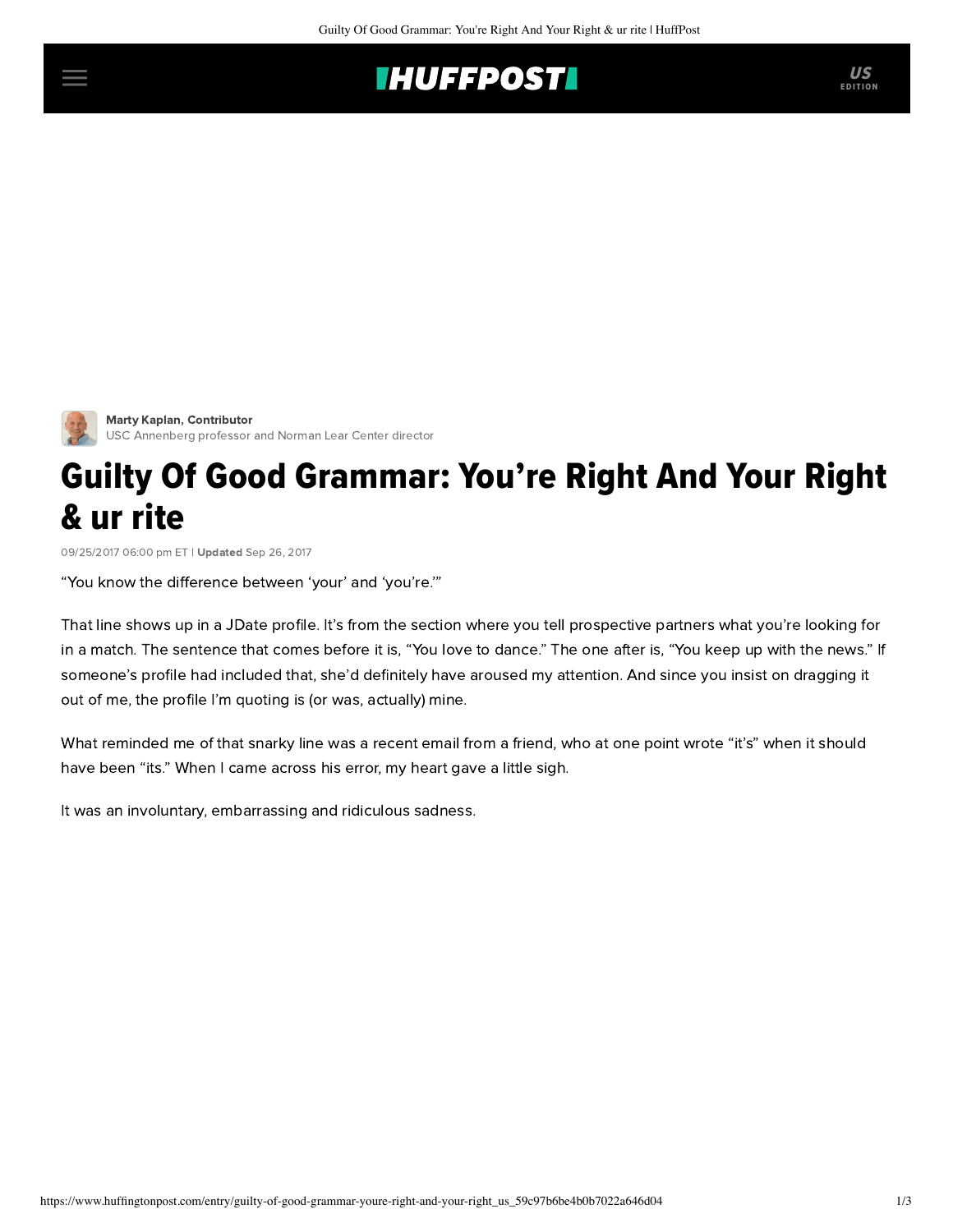Marty Kaplan, Contributor
USC Annenberg professor and Norman Lear Center director

# Guilty Of Good Grammar: You're Right And Your Right & ur rite

09/25/2017 06:00 pm ET | **Updated** Sep 26, 2017

"You know the difference between 'your' and 'you're.'"

That line shows up in a JDate profile. It's from the section where you tell prospective partners what you're looking for in a match. The sentence that comes before it is, "You love to dance." The one after is, "You keep up with the news." If someone's profile had included that, she'd definitely have aroused my attention. And since you insist on dragging it out of me, the profile I'm quoting is (or was, actually) mine.

What reminded me of that snarky line was a recent email from a friend, who at one point wrote "it's" when it should have been "its." When I came across his error, my heart gave a little sigh.

It was an involuntary, embarrassing and ridiculous sadness.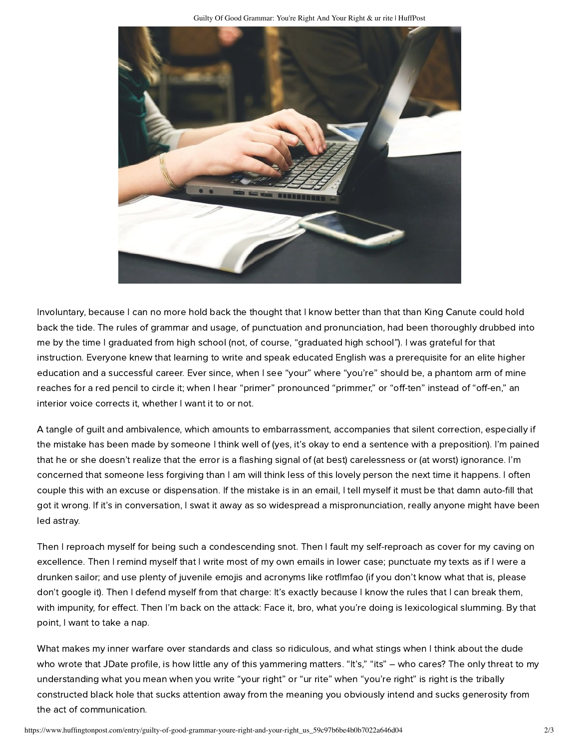Involuntary, because I can no more hold back the thought that I know better than that than King Canute could hold back the tide. The rules of grammar and usage, of punctuation and pronunciation, had been thoroughly drubbed into me by the time I graduated from high school (not, of course, "graduated high school"). I was grateful for that instruction. Everyone knew that learning to write and speak educated English was a prerequisite for an elite higher education and a successful career. Ever since, when I see "your" where "you're" should be, a phantom arm of mine reaches for a red pencil to circle it; when I hear "primer" pronounced "primmer," or "off-ten" instead of "off-en," an interior voice corrects it, whether I want it to or not.

A tangle of guilt and ambivalence, which amounts to embarrassment, accompanies that silent correction, especially if the mistake has been made by someone I think well of (yes, it's okay to end a sentence with a preposition). I'm pained that he or she doesn't realize that the error is a flashing signal of (at best) carelessness or (at worst) ignorance. I'm concerned that someone less forgiving than I am will think less of this lovely person the next time it happens. I often couple this with an excuse or dispensation. If the mistake is in an email, I tell myself it must be that damn auto-fill that got it wrong. If it's in conversation, I swat it away as so widespread a mispronunciation, really anyone might have been led astray.

Then I reproach myself for being such a condescending snot. Then I fault my self-reproach as cover for my caving on excellence. Then I remind myself that I write most of my own emails in lower case; punctuate my texts as if I were a drunken sailor; and use plenty of juvenile emojis and acronyms like rotflmfao (if you don't know what that is, please don't google it). Then I defend myself from that charge: It's exactly because I know the rules that I can break them, with impunity, for effect. Then I'm back on the attack: Face it, bro, what you're doing is lexicological slumming. By that point, I want to take a nap.

What makes my inner warfare over standards and class so ridiculous, and what stings when I think about the dude who wrote that JDate profile, is how little any of this yammering matters. "It's," "its" – who cares? The only threat to my understanding what you mean when you write "your right" or "ur rite" when "you're right" is right is the tribally constructed black hole that sucks attention away from the meaning you obviously intend and sucks generosity from the act of communication.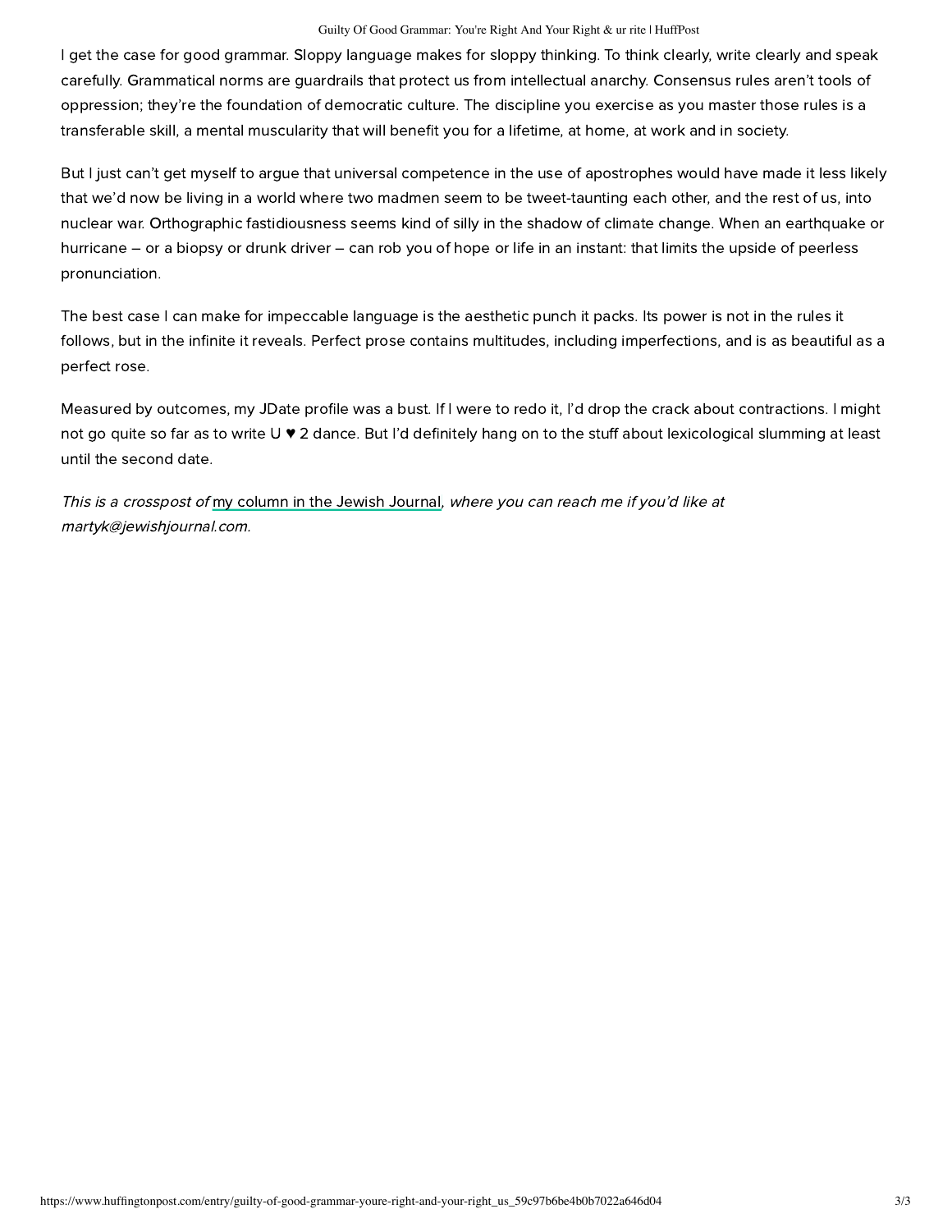I get the case for good grammar. Sloppy language makes for sloppy thinking. To think clearly, write clearly and speak carefully. Grammatical norms are guardrails that protect us from intellectual anarchy. Consensus rules aren't tools of oppression; they're the foundation of democratic culture. The discipline you exercise as you master those rules is a transferable skill, a mental muscularity that will benefit you for a lifetime, at home, at work and in society.

But I just can't get myself to argue that universal competence in the use of apostrophes would have made it less likely that we'd now be living in a world where two madmen seem to be tweet-taunting each other, and the rest of us, into nuclear war. Orthographic fastidiousness seems kind of silly in the shadow of climate change. When an earthquake or hurricane – or a biopsy or drunk driver – can rob you of hope or life in an instant: that limits the upside of peerless pronunciation.

The best case I can make for impeccable language is the aesthetic punch it packs. Its power is not in the rules it follows, but in the infinite it reveals. Perfect prose contains multitudes, including imperfections, and is as beautiful as a perfect rose.

Measured by outcomes, my JDate profile was a bust. If I were to redo it, I'd drop the crack about contractions. I might not go quite so far as to write U ♥ 2 dance. But I'd definitely hang on to the stuff about lexicological slumming at least until the second date.

*This is a crosspost of* [my column in the Jewish Journal](), *where you can reach me if you'd like at martyk@jewishjournal.com.*